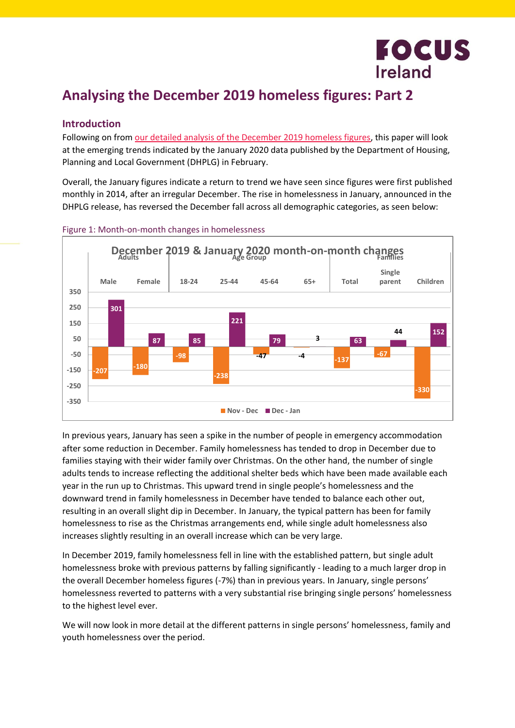# Analysing the December 2019 homeless figures: Part 2

## Introduction

Following on from our detailed analysis of the December 2019 homeless figures, this paper will look at the emerging trends indicated by the January 2020 data published by the Department of Housing, Planning and Local Government (DHPLG) in February.

Overall, the January figures indicate a return to trend we have seen since figures were first published monthly in 2014, after an irregular December. The rise in homelessness in January, announced in the DHPLG release, has reversed the December fall across all demographic categories, as seen below:

Figure 1: Month-on-month changes in homelessness

**December 2019 & January 2020 month-on-month changes**

| | Adults | | Age Group | | | | Families | | |
|---|---|---|---|---|---|---|---|---|---|
| | Male | Female | 18-24 | 25-44 | 45-64 | 65+ | Total | Single parent | Children |
| Nov - Dec | -207 | -180 | -98 | -238 | -47 | -4 | -137 | -67 | -330 |
| Dec - Jan | 301 | 87 | 85 | 221 | 79 | 3 | 63 | 44 | 152 |

In previous years, January has seen a spike in the number of people in emergency accommodation after some reduction in December. Family homelessness has tended to drop in December due to families staying with their wider family over Christmas. On the other hand, the number of single adults tends to increase reflecting the additional shelter beds which have been made available each year in the run up to Christmas. This upward trend in single people's homelessness and the downward trend in family homelessness in December have tended to balance each other out, resulting in an overall slight dip in December. In January, the typical pattern has been for family homelessness to rise as the Christmas arrangements end, while single adult homelessness also increases slightly resulting in an overall increase which can be very large.

In December 2019, family homelessness fell in line with the established pattern, but single adult homelessness broke with previous patterns by falling significantly - leading to a much larger drop in the overall December homeless figures (-7%) than in previous years. In January, single persons' homelessness reverted to patterns with a very substantial rise bringing single persons' homelessness to the highest level ever.

We will now look in more detail at the different patterns in single persons' homelessness, family and youth homelessness over the period.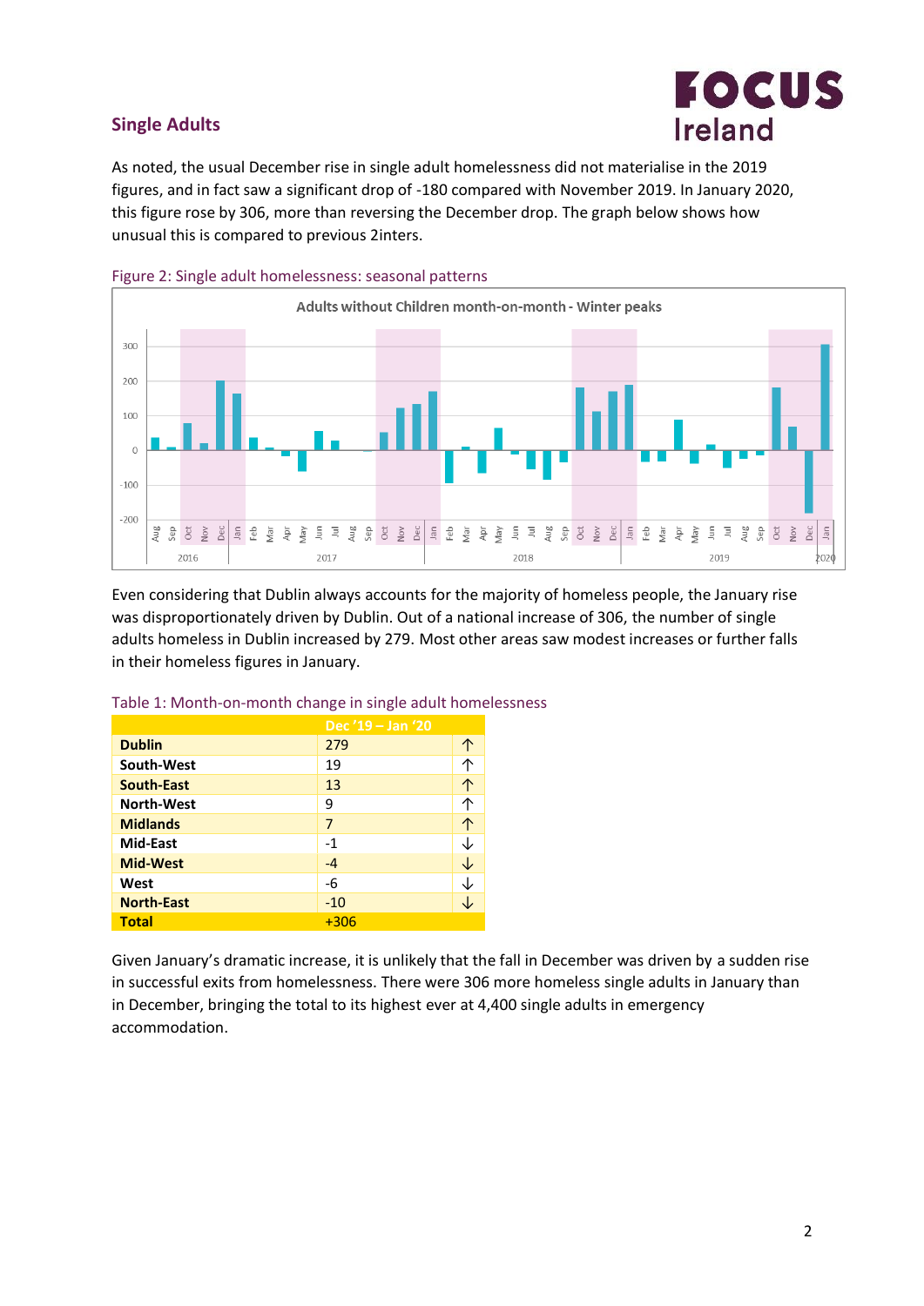## Single Adults

As noted, the usual December rise in single adult homelessness did not materialise in the 2019 figures, and in fact saw a significant drop of -180 compared with November 2019. In January 2020, this figure rose by 306, more than reversing the December drop. The graph below shows how unusual this is compared to previous 2inters.

Figure 2: Single adult homelessness: seasonal patterns

Even considering that Dublin always accounts for the majority of homeless people, the January rise was disproportionately driven by Dublin. Out of a national increase of 306, the number of single adults homeless in Dublin increased by 279. Most other areas saw modest increases or further falls in their homeless figures in January.

Table 1: Month-on-month change in single adult homelessness

| | Dec '19 – Jan '20 | |
|---|---|---|
| **Dublin** | 279 | ↑ |
| **South-West** | 19 | ↑ |
| **South-East** | 13 | ↑ |
| **North-West** | 9 | ↑ |
| **Midlands** | 7 | ↑ |
| **Mid-East** | -1 | ↓ |
| **Mid-West** | -4 | ↓ |
| **West** | -6 | ↓ |
| **North-East** | -10 | ↓ |
| **Total** | +306 | |

Given January's dramatic increase, it is unlikely that the fall in December was driven by a sudden rise in successful exits from homelessness. There were 306 more homeless single adults in January than in December, bringing the total to its highest ever at 4,400 single adults in emergency accommodation.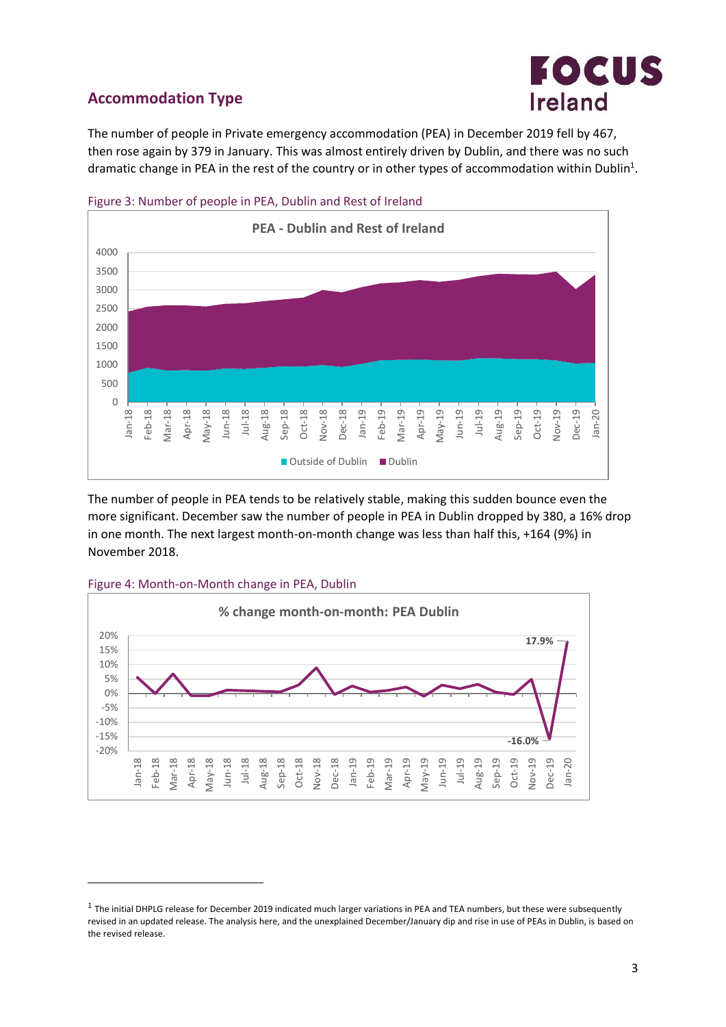## Accommodation Type

The number of people in Private emergency accommodation (PEA) in December 2019 fell by 467, then rose again by 379 in January. This was almost entirely driven by Dublin, and there was no such dramatic change in PEA in the rest of the country or in other types of accommodation within Dublin[1].

Figure 3: Number of people in PEA, Dublin and Rest of Ireland

The number of people in PEA tends to be relatively stable, making this sudden bounce even the more significant. December saw the number of people in PEA in Dublin dropped by 380, a 16% drop in one month. The next largest month-on-month change was less than half this, +164 (9%) in November 2018.

Figure 4: Month-on-Month change in PEA, Dublin

[1] The initial DHPLG release for December 2019 indicated much larger variations in PEA and TEA numbers, but these were subsequently revised in an updated release. The analysis here, and the unexplained December/January dip and rise in use of PEAs in Dublin, is based on the revised release.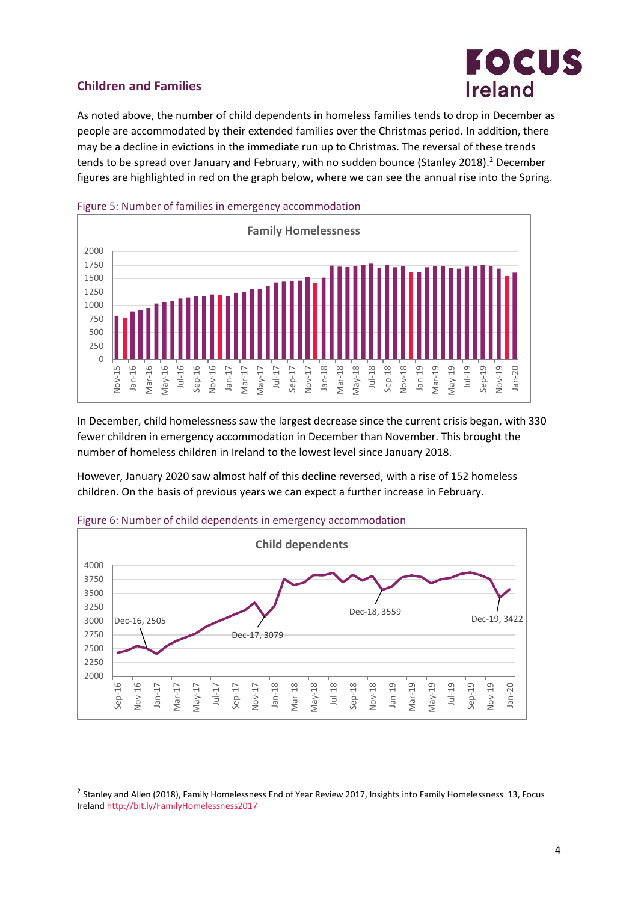## Children and Families

As noted above, the number of child dependents in homeless families tends to drop in December as people are accommodated by their extended families over the Christmas period. In addition, there may be a decline in evictions in the immediate run up to Christmas. The reversal of these trends tends to be spread over January and February, with no sudden bounce (Stanley 2018).[2] December figures are highlighted in red on the graph below, where we can see the annual rise into the Spring.

Figure 5: Number of families in emergency accommodation

In December, child homelessness saw the largest decrease since the current crisis began, with 330 fewer children in emergency accommodation in December than November. This brought the number of homeless children in Ireland to the lowest level since January 2018.

However, January 2020 saw almost half of this decline reversed, with a rise of 152 homeless children. On the basis of previous years we can expect a further increase in February.

Figure 6: Number of child dependents in emergency accommodation

[2] Stanley and Allen (2018), Family Homelessness End of Year Review 2017, Insights into Family Homelessness 13, Focus Ireland http://bit.ly/FamilyHomelessness2017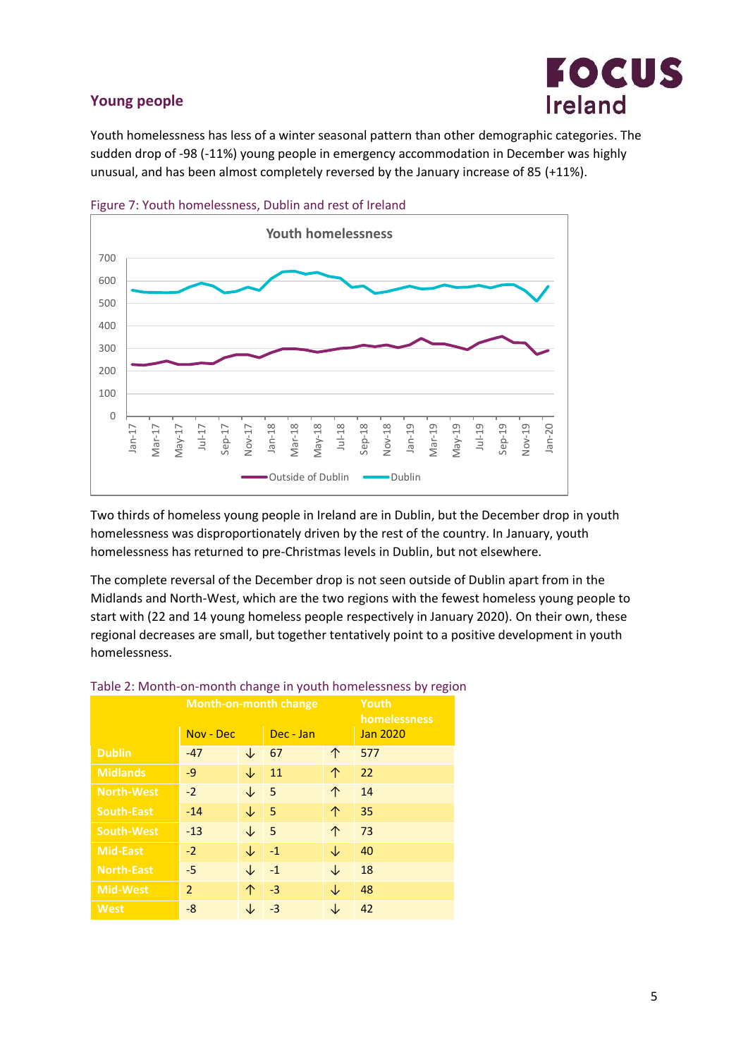## Young people

Youth homelessness has less of a winter seasonal pattern than other demographic categories. The sudden drop of -98 (-11%) young people in emergency accommodation in December was highly unusual, and has been almost completely reversed by the January increase of 85 (+11%).

Figure 7: Youth homelessness, Dublin and rest of Ireland

Two thirds of homeless young people in Ireland are in Dublin, but the December drop in youth homelessness was disproportionately driven by the rest of the country. In January, youth homelessness has returned to pre-Christmas levels in Dublin, but not elsewhere.

The complete reversal of the December drop is not seen outside of Dublin apart from in the Midlands and North-West, which are the two regions with the fewest homeless young people to start with (22 and 14 young homeless people respectively in January 2020). On their own, these regional decreases are small, but together tentatively point to a positive development in youth homelessness.

Table 2: Month-on-month change in youth homelessness by region

| | Month-on-month change | | | | Youth homelessness |
|---|---|---|---|---|---|
| | Nov - Dec | | Dec - Jan | | Jan 2020 |
| Dublin | -47 | ↓ | 67 | ↑ | 577 |
| Midlands | -9 | ↓ | 11 | ↑ | 22 |
| North-West | -2 | ↓ | 5 | ↑ | 14 |
| South-East | -14 | ↓ | 5 | ↑ | 35 |
| South-West | -13 | ↓ | 5 | ↑ | 73 |
| Mid-East | -2 | ↓ | -1 | ↓ | 40 |
| North-East | -5 | ↓ | -1 | ↓ | 18 |
| Mid-West | 2 | ↑ | -3 | ↓ | 48 |
| West | -8 | ↓ | -3 | ↓ | 42 |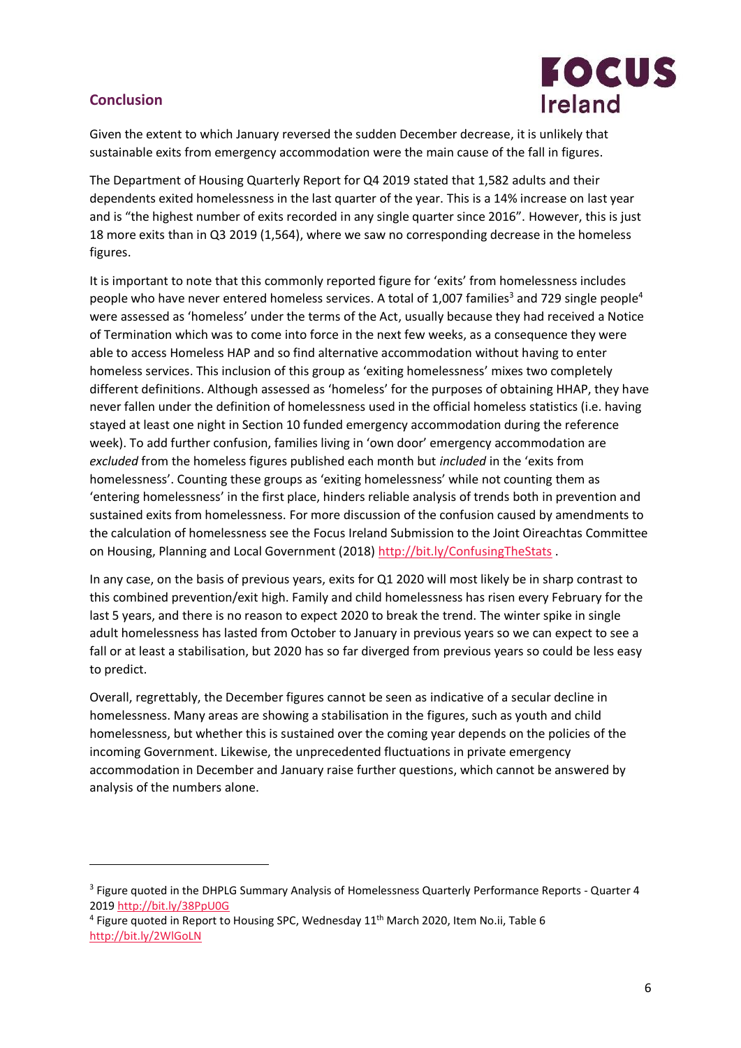## Conclusion

Given the extent to which January reversed the sudden December decrease, it is unlikely that sustainable exits from emergency accommodation were the main cause of the fall in figures.

The Department of Housing Quarterly Report for Q4 2019 stated that 1,582 adults and their dependents exited homelessness in the last quarter of the year. This is a 14% increase on last year and is "the highest number of exits recorded in any single quarter since 2016". However, this is just 18 more exits than in Q3 2019 (1,564), where we saw no corresponding decrease in the homeless figures.

It is important to note that this commonly reported figure for 'exits' from homelessness includes people who have never entered homeless services. A total of 1,007 families[3] and 729 single people[4] were assessed as 'homeless' under the terms of the Act, usually because they had received a Notice of Termination which was to come into force in the next few weeks, as a consequence they were able to access Homeless HAP and so find alternative accommodation without having to enter homeless services. This inclusion of this group as 'exiting homelessness' mixes two completely different definitions. Although assessed as 'homeless' for the purposes of obtaining HHAP, they have never fallen under the definition of homelessness used in the official homeless statistics (i.e. having stayed at least one night in Section 10 funded emergency accommodation during the reference week). To add further confusion, families living in 'own door' emergency accommodation are *excluded* from the homeless figures published each month but *included* in the 'exits from homelessness'. Counting these groups as 'exiting homelessness' while not counting them as 'entering homelessness' in the first place, hinders reliable analysis of trends both in prevention and sustained exits from homelessness. For more discussion of the confusion caused by amendments to the calculation of homelessness see the Focus Ireland Submission to the Joint Oireachtas Committee on Housing, Planning and Local Government (2018) http://bit.ly/ConfusingTheStats .

In any case, on the basis of previous years, exits for Q1 2020 will most likely be in sharp contrast to this combined prevention/exit high. Family and child homelessness has risen every February for the last 5 years, and there is no reason to expect 2020 to break the trend. The winter spike in single adult homelessness has lasted from October to January in previous years so we can expect to see a fall or at least a stabilisation, but 2020 has so far diverged from previous years so could be less easy to predict.

Overall, regrettably, the December figures cannot be seen as indicative of a secular decline in homelessness. Many areas are showing a stabilisation in the figures, such as youth and child homelessness, but whether this is sustained over the coming year depends on the policies of the incoming Government. Likewise, the unprecedented fluctuations in private emergency accommodation in December and January raise further questions, which cannot be answered by analysis of the numbers alone.

---

[3] Figure quoted in the DHPLG Summary Analysis of Homelessness Quarterly Performance Reports - Quarter 4 2019 http://bit.ly/38PpU0G

[4] Figure quoted in Report to Housing SPC, Wednesday 11th March 2020, Item No.ii, Table 6 http://bit.ly/2WlGoLN